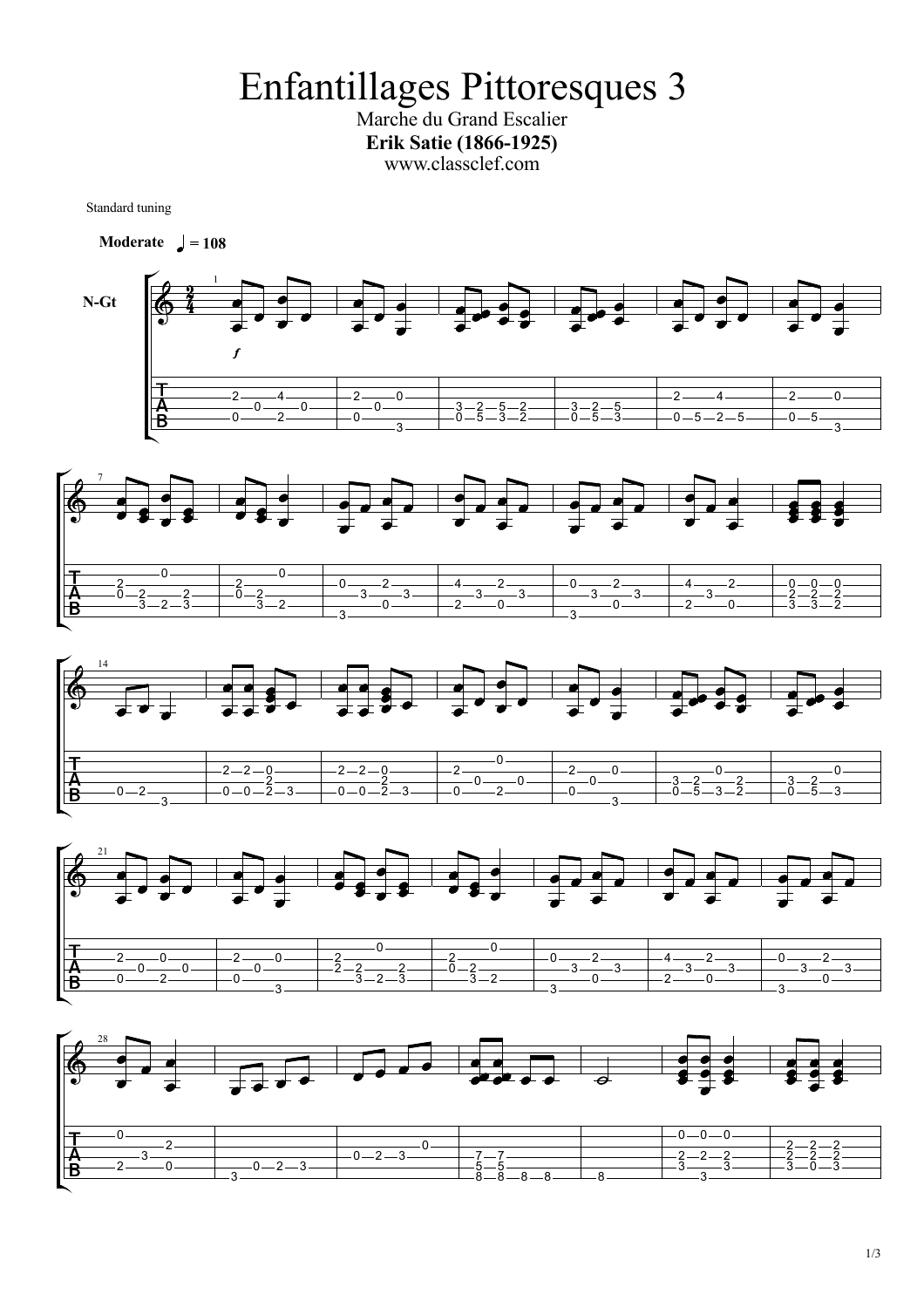# Enfantillages Pittoresques 3

Marche du Grand Escalier

**Erik Satie (1866-1925)**

www.classclef.com

Standard tuning

**Moderate** ♩ = 108

N-Gt